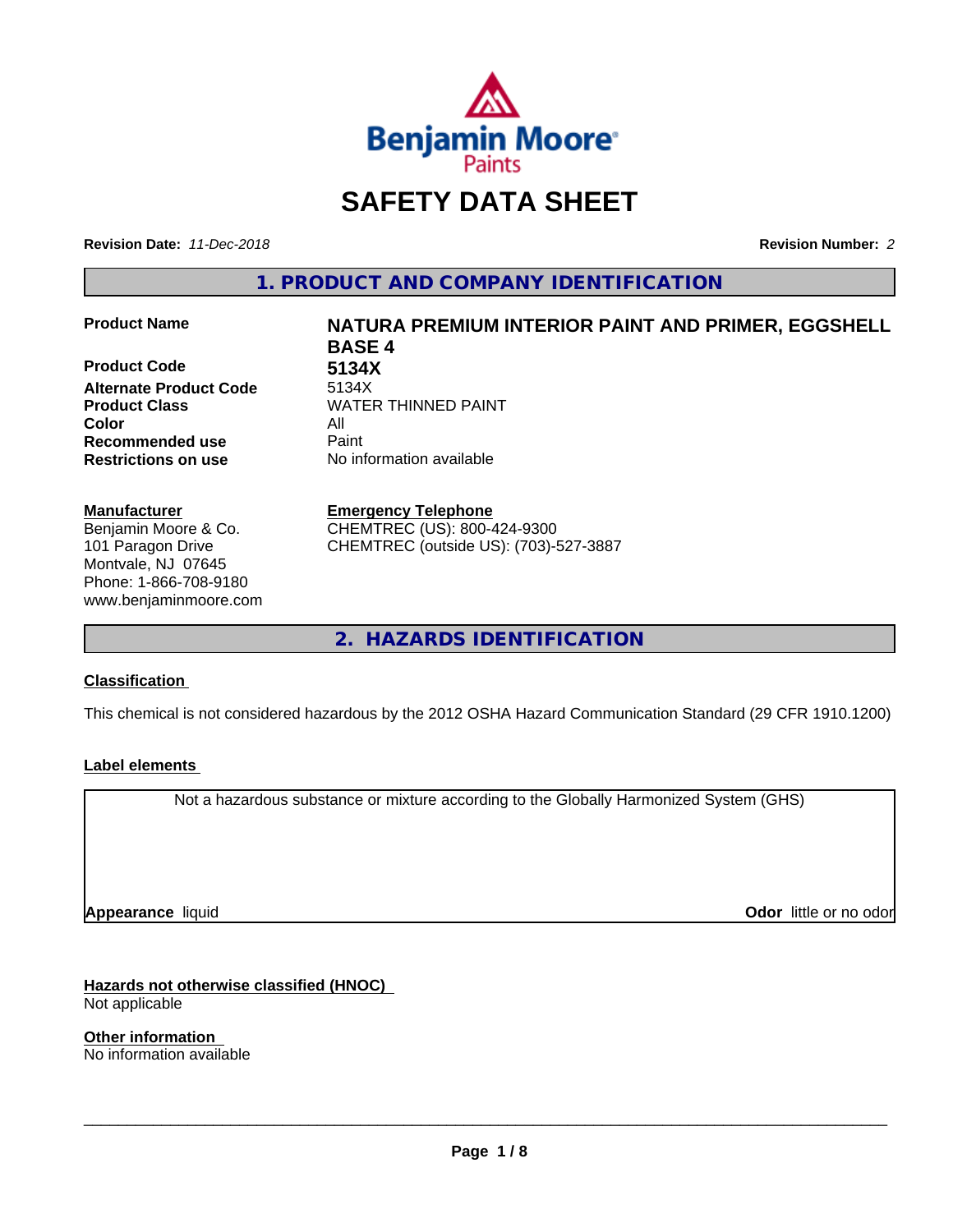Benjamin Moore Paints

# SAFETY DATA SHEET

**Revision Date:** *11-Dec-2018*

**Revision Number:** *2*

## 1. PRODUCT AND COMPANY IDENTIFICATION

| | |
|---|---|
| **Product Name** | **NATURA PREMIUM INTERIOR PAINT AND PRIMER, EGGSHELL BASE 4** |
| **Product Code** | **5134X** |
| **Alternate Product Code** | 5134X |
| **Product Class** | WATER THINNED PAINT |
| **Color** | All |
| **Recommended use** | Paint |
| **Restrictions on use** | No information available |

**Manufacturer**
Benjamin Moore & Co.
101 Paragon Drive
Montvale, NJ 07645
Phone: 1-866-708-9180
www.benjaminmoore.com

**Emergency Telephone**
CHEMTREC (US): 800-424-9300
CHEMTREC (outside US): (703)-527-3887

## 2. HAZARDS IDENTIFICATION

### Classification

This chemical is not considered hazardous by the 2012 OSHA Hazard Communication Standard (29 CFR 1910.1200)

### Label elements

Not a hazardous substance or mixture according to the Globally Harmonized System (GHS)

**Appearance** liquid

**Odor** little or no odor

### Hazards not otherwise classified (HNOC)

Not applicable

### Other information

No information available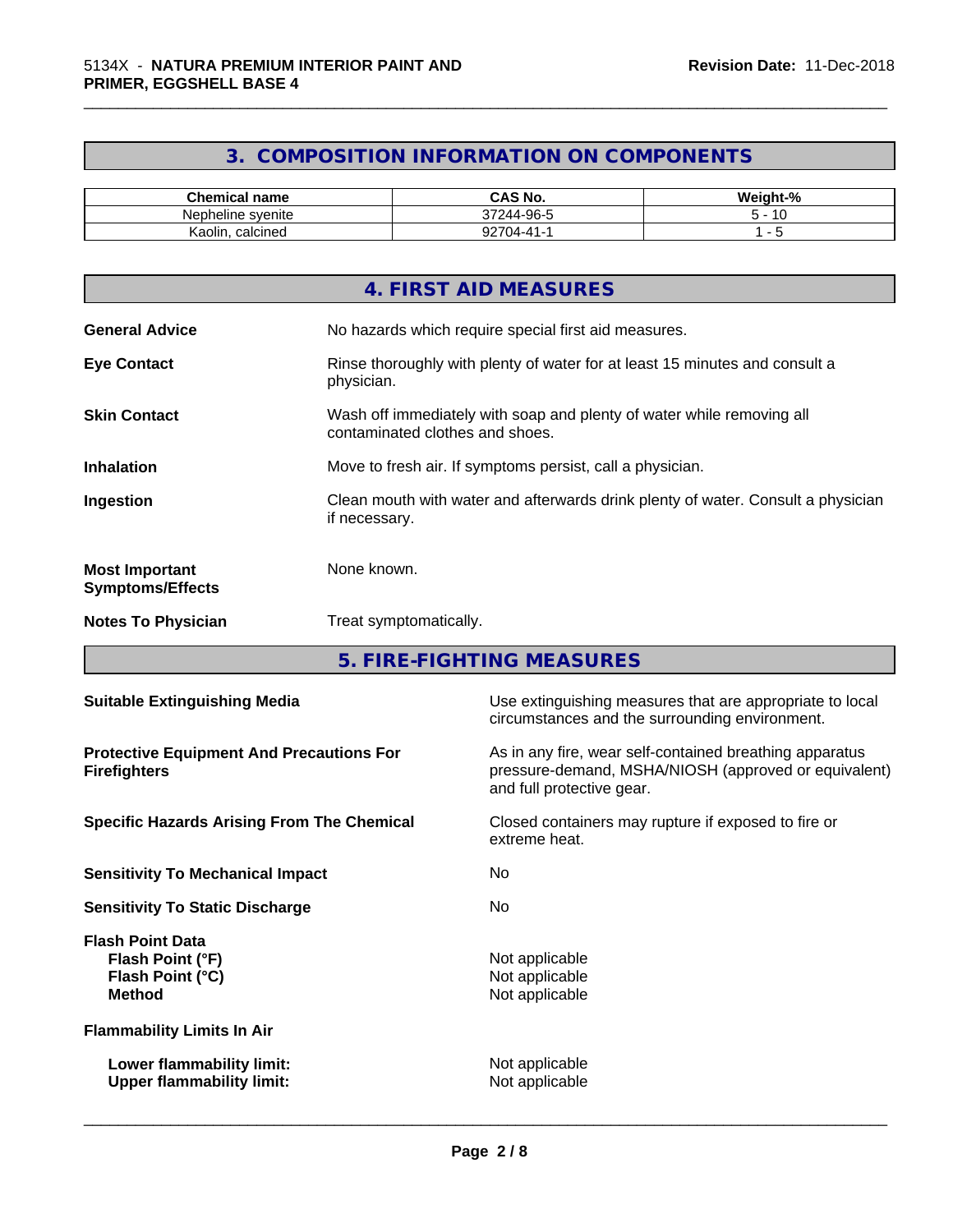## 3. COMPOSITION INFORMATION ON COMPONENTS

| Chemical name | CAS No. | Weight-% |
|---|---|---|
| Nepheline syenite | 37244-96-5 | 5 - 10 |
| Kaolin, calcined | 92704-41-1 | 1 - 5 |

## 4. FIRST AID MEASURES

**General Advice** No hazards which require special first aid measures.

**Eye Contact** Rinse thoroughly with plenty of water for at least 15 minutes and consult a physician.

**Skin Contact** Wash off immediately with soap and plenty of water while removing all contaminated clothes and shoes.

**Inhalation** Move to fresh air. If symptoms persist, call a physician.

**Ingestion** Clean mouth with water and afterwards drink plenty of water. Consult a physician if necessary.

**Most Important Symptoms/Effects** None known.

**Notes To Physician** Treat symptomatically.

## 5. FIRE-FIGHTING MEASURES

**Suitable Extinguishing Media** Use extinguishing measures that are appropriate to local circumstances and the surrounding environment.

**Protective Equipment And Precautions For Firefighters** As in any fire, wear self-contained breathing apparatus pressure-demand, MSHA/NIOSH (approved or equivalent) and full protective gear.

**Specific Hazards Arising From The Chemical** Closed containers may rupture if exposed to fire or extreme heat.

**Sensitivity To Mechanical Impact** No

**Sensitivity To Static Discharge** No

**Flash Point Data**
**Flash Point (°F)** Not applicable
**Flash Point (°C)** Not applicable
**Method** Not applicable

**Flammability Limits In Air**

**Lower flammability limit:** Not applicable
**Upper flammability limit:** Not applicable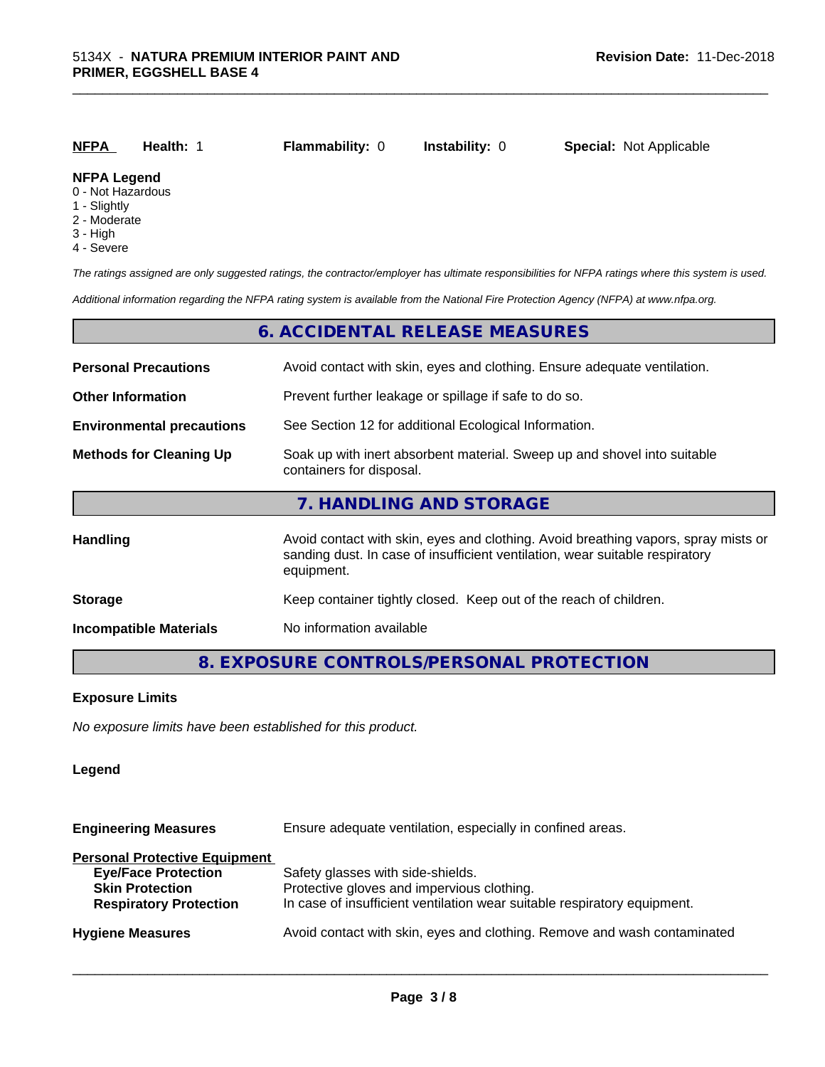| NFPA | Health: 1 | Flammability: 0 | Instability: 0 | Special: Not Applicable |
|---|---|---|---|---|

**NFPA Legend**
0 - Not Hazardous
1 - Slightly
2 - Moderate
3 - High
4 - Severe

*The ratings assigned are only suggested ratings, the contractor/employer has ultimate responsibilities for NFPA ratings where this system is used.*

*Additional information regarding the NFPA rating system is available from the National Fire Protection Agency (NFPA) at www.nfpa.org.*

## 6. ACCIDENTAL RELEASE MEASURES

| | |
|---|---|
| **Personal Precautions** | Avoid contact with skin, eyes and clothing. Ensure adequate ventilation. |
| **Other Information** | Prevent further leakage or spillage if safe to do so. |
| **Environmental precautions** | See Section 12 for additional Ecological Information. |
| **Methods for Cleaning Up** | Soak up with inert absorbent material. Sweep up and shovel into suitable containers for disposal. |

## 7. HANDLING AND STORAGE

| | |
|---|---|
| **Handling** | Avoid contact with skin, eyes and clothing. Avoid breathing vapors, spray mists or sanding dust. In case of insufficient ventilation, wear suitable respiratory equipment. |
| **Storage** | Keep container tightly closed. Keep out of the reach of children. |
| **Incompatible Materials** | No information available |

## 8. EXPOSURE CONTROLS/PERSONAL PROTECTION

**Exposure Limits**

*No exposure limits have been established for this product.*

**Legend**

| | |
|---|---|
| **Engineering Measures** | Ensure adequate ventilation, especially in confined areas. |
| **Personal Protective Equipment** | |
| **Eye/Face Protection** | Safety glasses with side-shields. |
| **Skin Protection** | Protective gloves and impervious clothing. |
| **Respiratory Protection** | In case of insufficient ventilation wear suitable respiratory equipment. |
| **Hygiene Measures** | Avoid contact with skin, eyes and clothing. Remove and wash contaminated |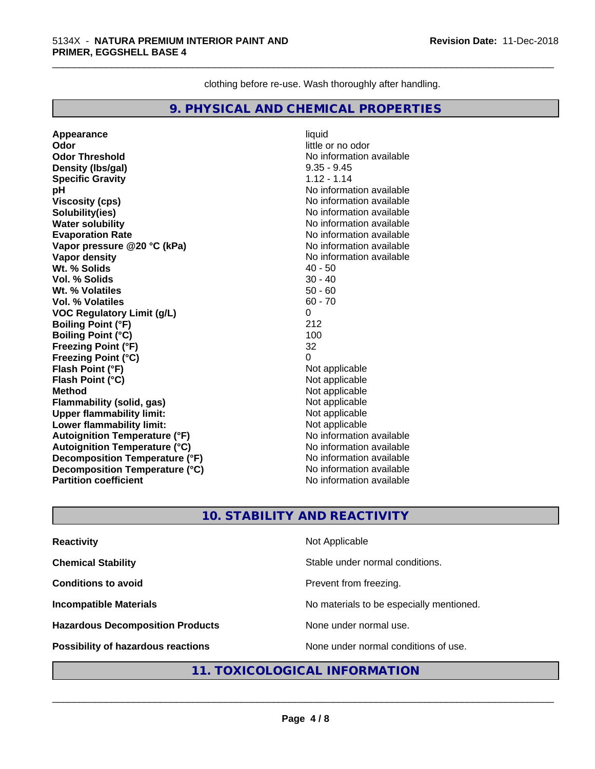clothing before re-use. Wash thoroughly after handling.

## 9. PHYSICAL AND CHEMICAL PROPERTIES

| Property | Value |
|---|---|
| **Appearance** | liquid |
| **Odor** | little or no odor |
| **Odor Threshold** | No information available |
| **Density (lbs/gal)** | 9.35 - 9.45 |
| **Specific Gravity** | 1.12 - 1.14 |
| **pH** | No information available |
| **Viscosity (cps)** | No information available |
| **Solubility(ies)** | No information available |
| **Water solubility** | No information available |
| **Evaporation Rate** | No information available |
| **Vapor pressure @20 °C (kPa)** | No information available |
| **Vapor density** | No information available |
| **Wt. % Solids** | 40 - 50 |
| **Vol. % Solids** | 30 - 40 |
| **Wt. % Volatiles** | 50 - 60 |
| **Vol. % Volatiles** | 60 - 70 |
| **VOC Regulatory Limit (g/L)** | 0 |
| **Boiling Point (°F)** | 212 |
| **Boiling Point (°C)** | 100 |
| **Freezing Point (°F)** | 32 |
| **Freezing Point (°C)** | 0 |
| **Flash Point (°F)** | Not applicable |
| **Flash Point (°C)** | Not applicable |
| **Method** | Not applicable |
| **Flammability (solid, gas)** | Not applicable |
| **Upper flammability limit:** | Not applicable |
| **Lower flammability limit:** | Not applicable |
| **Autoignition Temperature (°F)** | No information available |
| **Autoignition Temperature (°C)** | No information available |
| **Decomposition Temperature (°F)** | No information available |
| **Decomposition Temperature (°C)** | No information available |
| **Partition coefficient** | No information available |

## 10. STABILITY AND REACTIVITY

| Property | Value |
|---|---|
| **Reactivity** | Not Applicable |
| **Chemical Stability** | Stable under normal conditions. |
| **Conditions to avoid** | Prevent from freezing. |
| **Incompatible Materials** | No materials to be especially mentioned. |
| **Hazardous Decomposition Products** | None under normal use. |
| **Possibility of hazardous reactions** | None under normal conditions of use. |

## 11. TOXICOLOGICAL INFORMATION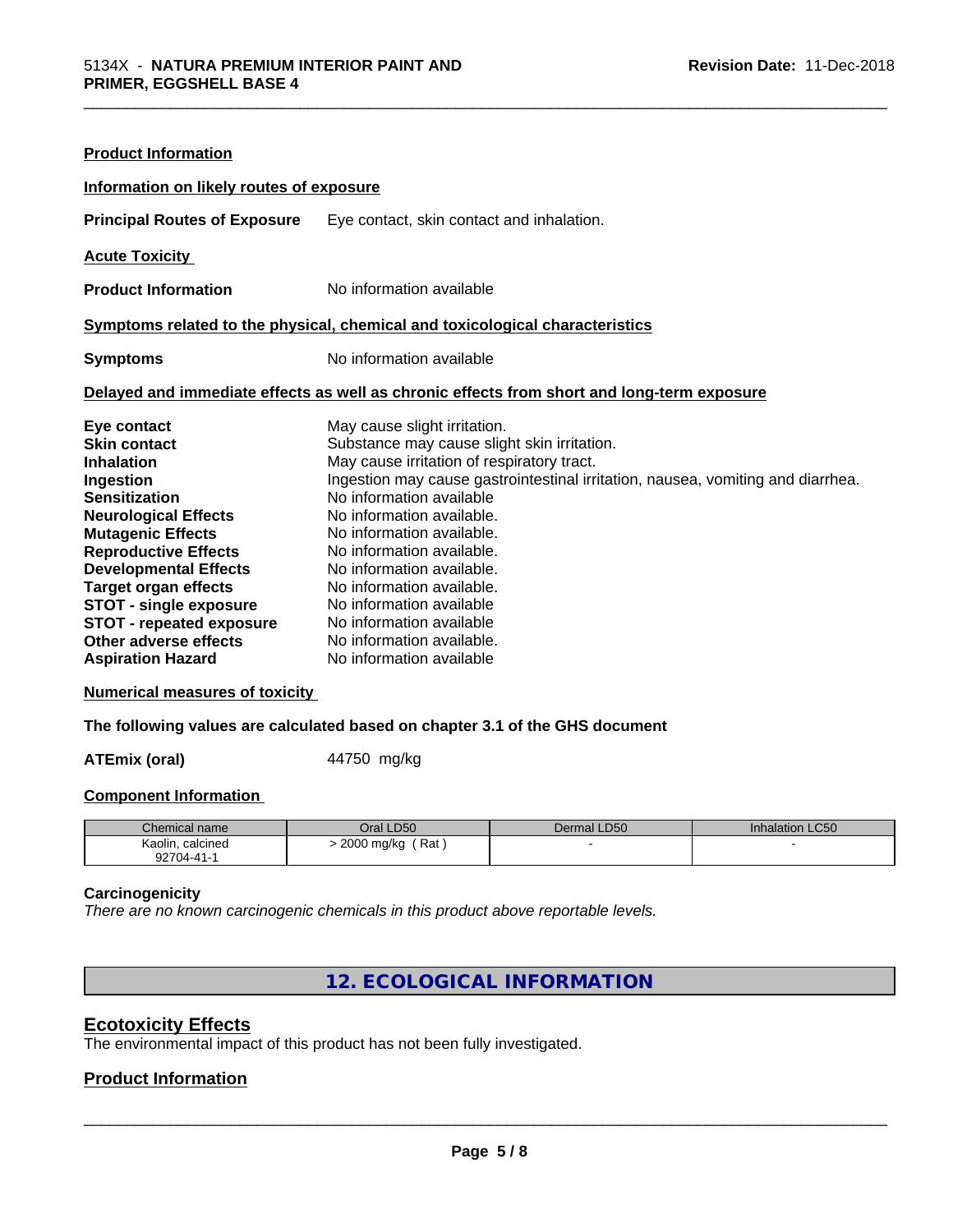**Product Information**

**Information on likely routes of exposure**

**Principal Routes of Exposure** Eye contact, skin contact and inhalation.

**Acute Toxicity**

**Product Information** No information available

**Symptoms related to the physical, chemical and toxicological characteristics**

**Symptoms** No information available

**Delayed and immediate effects as well as chronic effects from short and long-term exposure**

| | |
|---|---|
| **Eye contact** | May cause slight irritation. |
| **Skin contact** | Substance may cause slight skin irritation. |
| **Inhalation** | May cause irritation of respiratory tract. |
| **Ingestion** | Ingestion may cause gastrointestinal irritation, nausea, vomiting and diarrhea. |
| **Sensitization** | No information available |
| **Neurological Effects** | No information available. |
| **Mutagenic Effects** | No information available. |
| **Reproductive Effects** | No information available. |
| **Developmental Effects** | No information available. |
| **Target organ effects** | No information available. |
| **STOT - single exposure** | No information available |
| **STOT - repeated exposure** | No information available |
| **Other adverse effects** | No information available. |
| **Aspiration Hazard** | No information available |

**Numerical measures of toxicity**

**The following values are calculated based on chapter 3.1 of the GHS document**

**ATEmix (oral)** 44750 mg/kg

**Component Information**

| Chemical name | Oral LD50 | Dermal LD50 | Inhalation LC50 |
|---|---|---|---|
| Kaolin, calcined<br>92704-41-1 | > 2000 mg/kg ( Rat ) | - | - |

**Carcinogenicity**

*There are no known carcinogenic chemicals in this product above reportable levels.*

# 12. ECOLOGICAL INFORMATION

## Ecotoxicity Effects

The environmental impact of this product has not been fully investigated.

## Product Information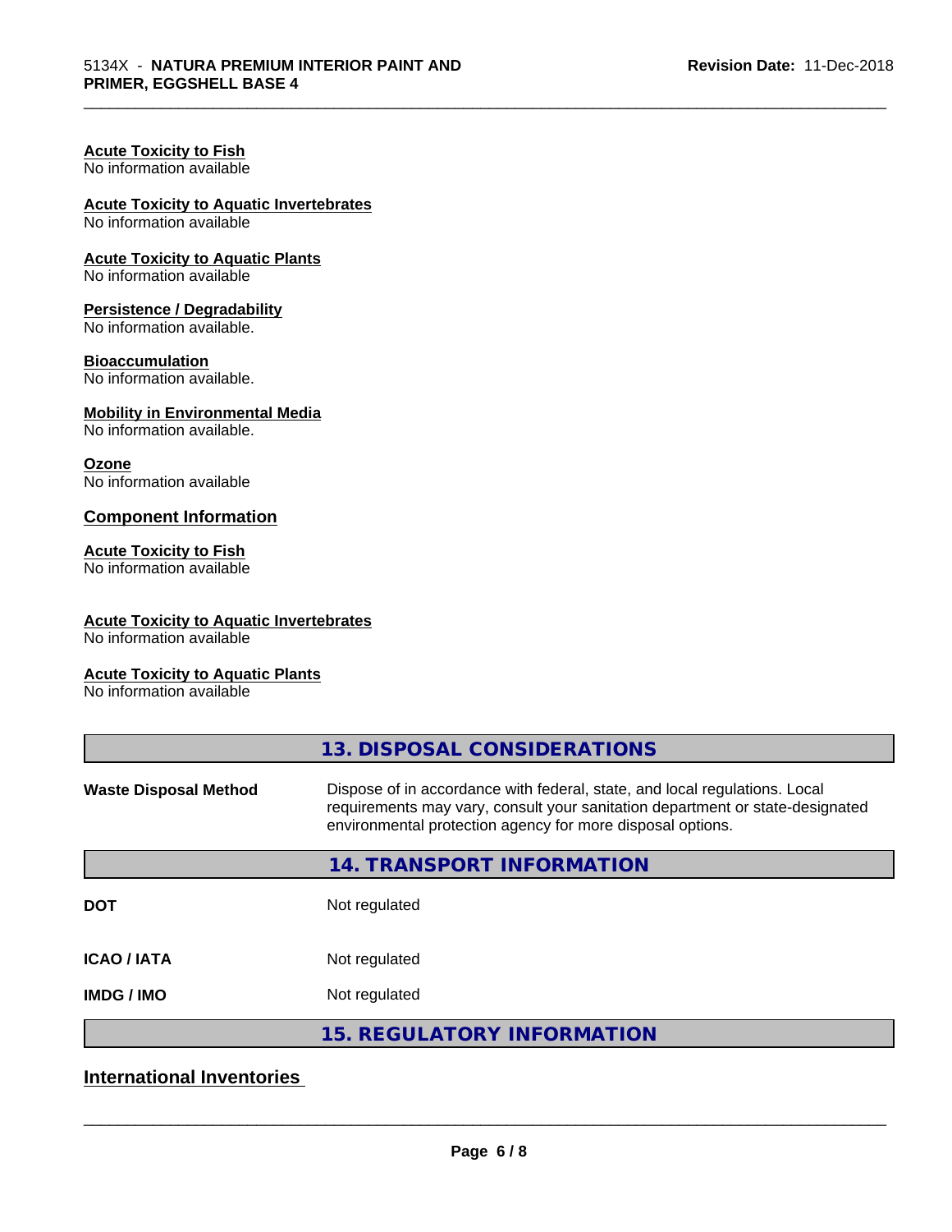**Acute Toxicity to Fish**
No information available

**Acute Toxicity to Aquatic Invertebrates**
No information available

**Acute Toxicity to Aquatic Plants**
No information available

**Persistence / Degradability**
No information available.

**Bioaccumulation**
No information available.

**Mobility in Environmental Media**
No information available.

**Ozone**
No information available

## Component Information

**Acute Toxicity to Fish**
No information available

**Acute Toxicity to Aquatic Invertebrates**
No information available

**Acute Toxicity to Aquatic Plants**
No information available

## 13. DISPOSAL CONSIDERATIONS

**Waste Disposal Method** Dispose of in accordance with federal, state, and local regulations. Local requirements may vary, consult your sanitation department or state-designated environmental protection agency for more disposal options.

## 14. TRANSPORT INFORMATION

**DOT** Not regulated

**ICAO / IATA** Not regulated

**IMDG / IMO** Not regulated

## 15. REGULATORY INFORMATION

### International Inventories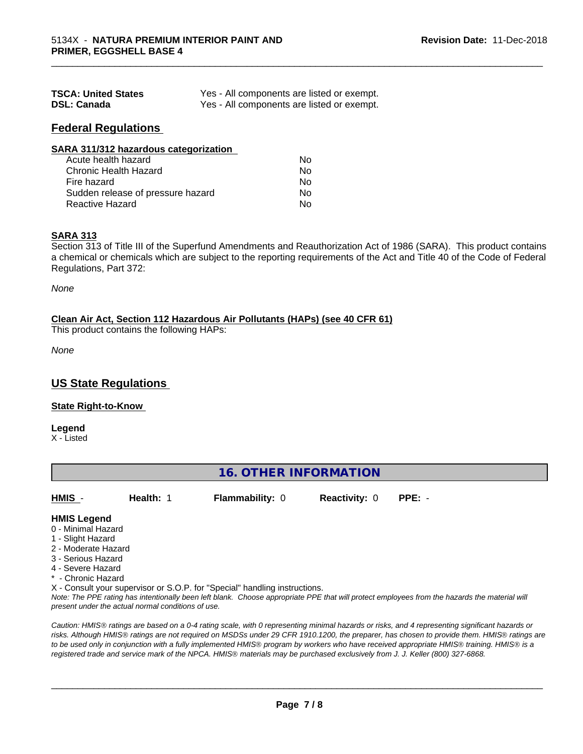| | |
|---|---|
| **TSCA: United States** | Yes - All components are listed or exempt. |
| **DSL: Canada** | Yes - All components are listed or exempt. |

## Federal Regulations

**SARA 311/312 hazardous categorization**

| | |
|---|---|
| Acute health hazard | No |
| Chronic Health Hazard | No |
| Fire hazard | No |
| Sudden release of pressure hazard | No |
| Reactive Hazard | No |

**SARA 313**

Section 313 of Title III of the Superfund Amendments and Reauthorization Act of 1986 (SARA). This product contains a chemical or chemicals which are subject to the reporting requirements of the Act and Title 40 of the Code of Federal Regulations, Part 372:

*None*

**Clean Air Act, Section 112 Hazardous Air Pollutants (HAPs) (see 40 CFR 61)**

This product contains the following HAPs:

*None*

## US State Regulations

**State Right-to-Know**

**Legend**

X - Listed

## 16. OTHER INFORMATION

| HMIS - | Health: 1 | Flammability: 0 | Reactivity: 0 | PPE: - |
|---|---|---|---|---|

**HMIS Legend**

0 - Minimal Hazard
1 - Slight Hazard
2 - Moderate Hazard
3 - Serious Hazard
4 - Severe Hazard
* - Chronic Hazard
X - Consult your supervisor or S.O.P. for "Special" handling instructions.

*Note: The PPE rating has intentionally been left blank. Choose appropriate PPE that will protect employees from the hazards the material will present under the actual normal conditions of use.*

*Caution: HMIS® ratings are based on a 0-4 rating scale, with 0 representing minimal hazards or risks, and 4 representing significant hazards or risks. Although HMIS® ratings are not required on MSDSs under 29 CFR 1910.1200, the preparer, has chosen to provide them. HMIS® ratings are to be used only in conjunction with a fully implemented HMIS® program by workers who have received appropriate HMIS® training. HMIS® is a registered trade and service mark of the NPCA. HMIS® materials may be purchased exclusively from J. J. Keller (800) 327-6868.*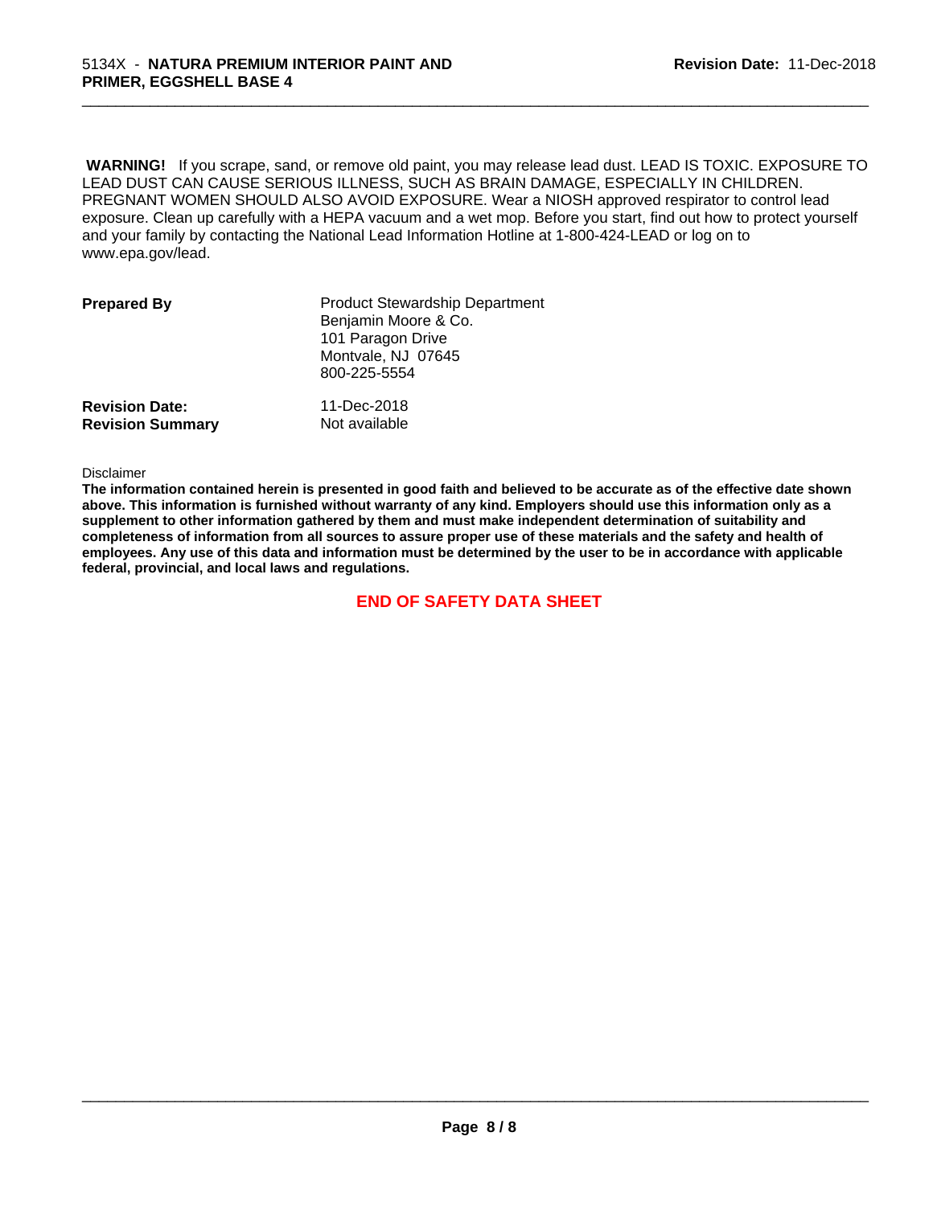**WARNING!** If you scrape, sand, or remove old paint, you may release lead dust. LEAD IS TOXIC. EXPOSURE TO LEAD DUST CAN CAUSE SERIOUS ILLNESS, SUCH AS BRAIN DAMAGE, ESPECIALLY IN CHILDREN. PREGNANT WOMEN SHOULD ALSO AVOID EXPOSURE. Wear a NIOSH approved respirator to control lead exposure. Clean up carefully with a HEPA vacuum and a wet mop. Before you start, find out how to protect yourself and your family by contacting the National Lead Information Hotline at 1-800-424-LEAD or log on to www.epa.gov/lead.

| | |
|---|---|
| **Prepared By** | Product Stewardship Department<br>Benjamin Moore & Co.<br>101 Paragon Drive<br>Montvale, NJ 07645<br>800-225-5554 |
| **Revision Date:** | 11-Dec-2018 |
| **Revision Summary** | Not available |

Disclaimer

**The information contained herein is presented in good faith and believed to be accurate as of the effective date shown above. This information is furnished without warranty of any kind. Employers should use this information only as a supplement to other information gathered by them and must make independent determination of suitability and completeness of information from all sources to assure proper use of these materials and the safety and health of employees. Any use of this data and information must be determined by the user to be in accordance with applicable federal, provincial, and local laws and regulations.**

**END OF SAFETY DATA SHEET**